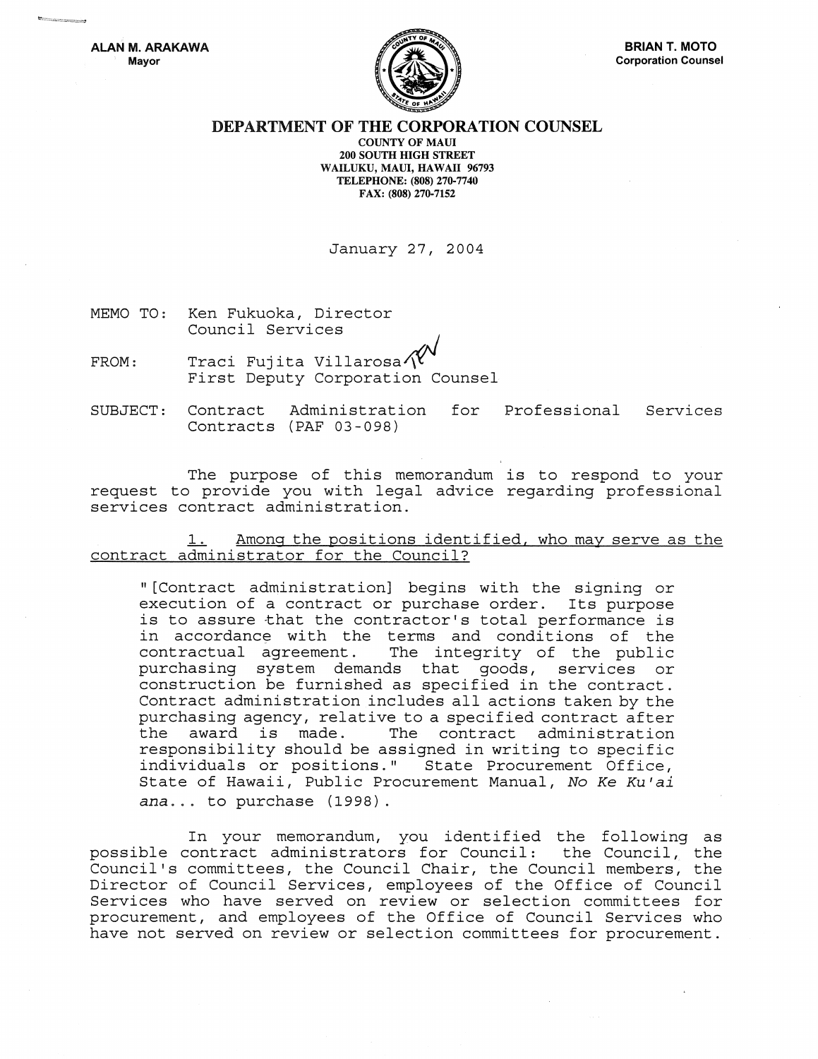**ALAN M. ARAKAWA**
Mayor

**BRIAN T. MOTO**
Corporation Counsel

# DEPARTMENT OF THE CORPORATION COUNSEL

**COUNTY OF MAUI**
**200 SOUTH HIGH STREET**
**WAILUKU, MAUI, HAWAII 96793**
**TELEPHONE: (808) 270-7740**
**FAX: (808) 270-7152**

January 27, 2004

MEMO TO: Ken Fukuoka, Director
Council Services

FROM: Traci Fujita Villarosa
First Deputy Corporation Counsel

SUBJECT: Contract Administration for Professional Services Contracts (PAF 03-098)

The purpose of this memorandum is to respond to your request to provide you with legal advice regarding professional services contract administration.

<u>1. Among the positions identified, who may serve as the contract administrator for the Council?</u>

> "[Contract administration] begins with the signing or execution of a contract or purchase order. Its purpose is to assure that the contractor's total performance is in accordance with the terms and conditions of the contractual agreement. The integrity of the public purchasing system demands that goods, services or construction be furnished as specified in the contract. Contract administration includes all actions taken by the purchasing agency, relative to a specified contract after the award is made. The contract administration responsibility should be assigned in writing to specific individuals or positions." State Procurement Office, State of Hawaii, Public Procurement Manual, *No Ke Ku'ai ana*... to purchase (1998).

In your memorandum, you identified the following as possible contract administrators for Council: the Council, the Council's committees, the Council Chair, the Council members, the Director of Council Services, employees of the Office of Council Services who have served on review or selection committees for procurement, and employees of the Office of Council Services who have not served on review or selection committees for procurement.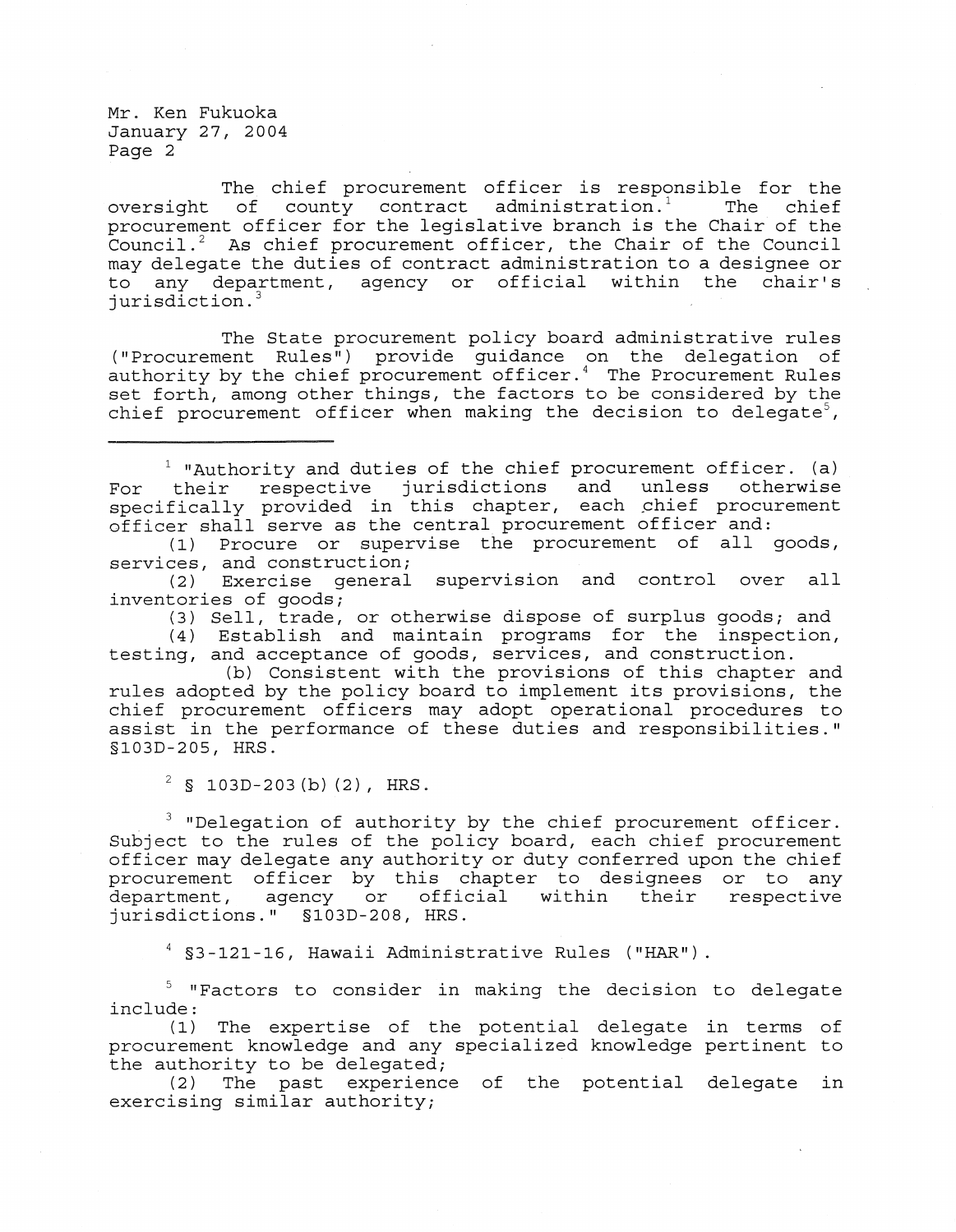The chief procurement officer is responsible for the oversight of county contract administration.[1] The chief procurement officer for the legislative branch is the Chair of the Council.[2] As chief procurement officer, the Chair of the Council may delegate the duties of contract administration to a designee or to any department, agency or official within the chair's jurisdiction.[3]

The State procurement policy board administrative rules ("Procurement Rules") provide guidance on the delegation of authority by the chief procurement officer.[4] The Procurement Rules set forth, among other things, the factors to be considered by the chief procurement officer when making the decision to delegate[5],

---

[1] "Authority and duties of the chief procurement officer. (a) For their respective jurisdictions and unless otherwise specifically provided in this chapter, each chief procurement officer shall serve as the central procurement officer and:

(1) Procure or supervise the procurement of all goods, services, and construction;

(2) Exercise general supervision and control over all inventories of goods;

(3) Sell, trade, or otherwise dispose of surplus goods; and

(4) Establish and maintain programs for the inspection, testing, and acceptance of goods, services, and construction.

(b) Consistent with the provisions of this chapter and rules adopted by the policy board to implement its provisions, the chief procurement officers may adopt operational procedures to assist in the performance of these duties and responsibilities." §103D-205, HRS.

[2] § 103D-203(b)(2), HRS.

[3] "Delegation of authority by the chief procurement officer. Subject to the rules of the policy board, each chief procurement officer may delegate any authority or duty conferred upon the chief procurement officer by this chapter to designees or to any department, agency or official within their respective jurisdictions." §103D-208, HRS.

[4] §3-121-16, Hawaii Administrative Rules ("HAR").

[5] "Factors to consider in making the decision to delegate include:

(1) The expertise of the potential delegate in terms of procurement knowledge and any specialized knowledge pertinent to the authority to be delegated;

(2) The past experience of the potential delegate in exercising similar authority;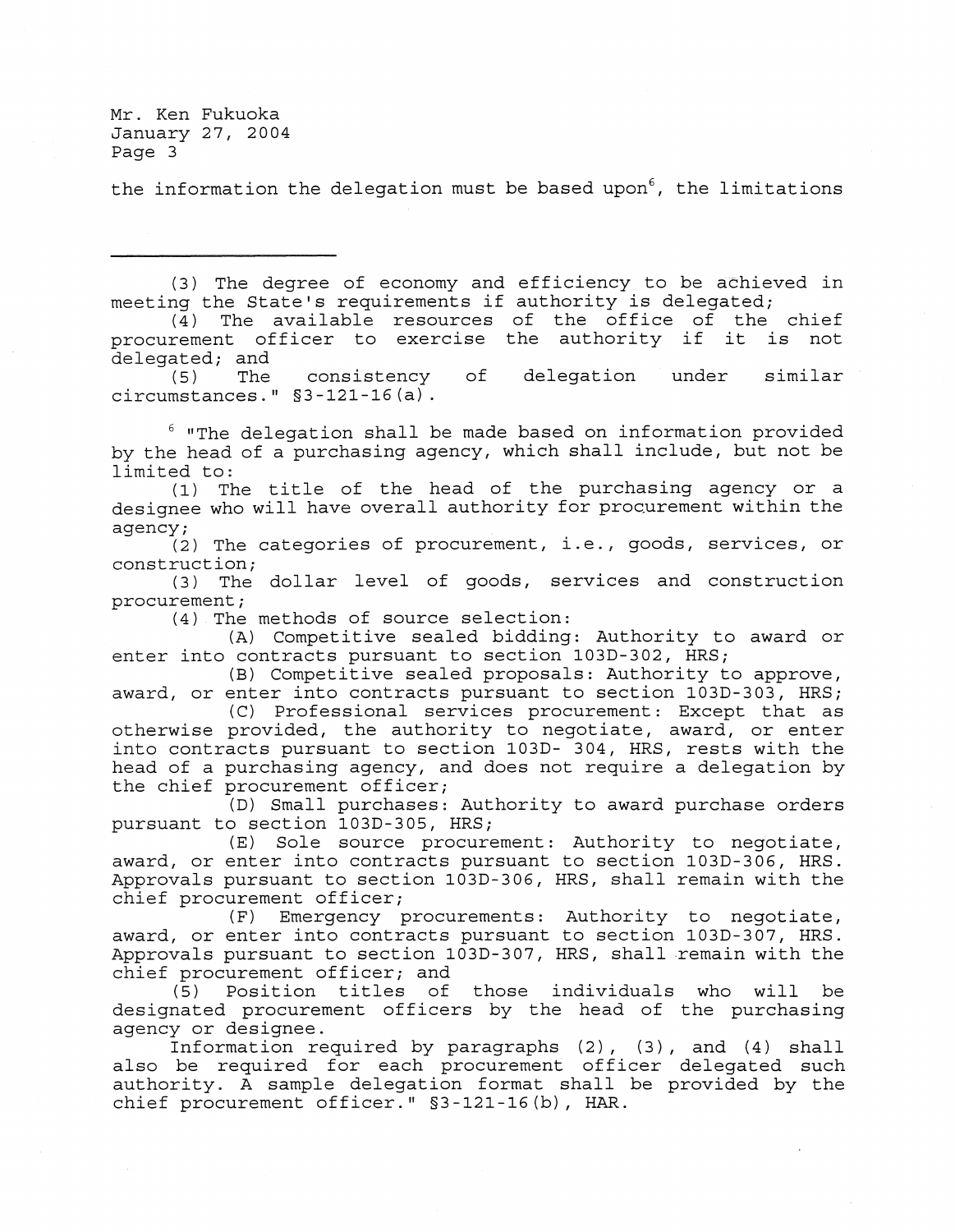the information the delegation must be based upon[6], the limitations

---

(3) The degree of economy and efficiency to be achieved in meeting the State's requirements if authority is delegated;

(4) The available resources of the office of the chief procurement officer to exercise the authority if it is not delegated; and

(5) The consistency of delegation under similar circumstances." §3-121-16(a).

[6] "The delegation shall be made based on information provided by the head of a purchasing agency, which shall include, but not be limited to:

(1) The title of the head of the purchasing agency or a designee who will have overall authority for procurement within the agency;

(2) The categories of procurement, i.e., goods, services, or construction;

(3) The dollar level of goods, services and construction procurement;

(4) The methods of source selection:

(A) Competitive sealed bidding: Authority to award or enter into contracts pursuant to section 103D-302, HRS;

(B) Competitive sealed proposals: Authority to approve, award, or enter into contracts pursuant to section 103D-303, HRS;

(C) Professional services procurement: Except that as otherwise provided, the authority to negotiate, award, or enter into contracts pursuant to section 103D- 304, HRS, rests with the head of a purchasing agency, and does not require a delegation by the chief procurement officer;

(D) Small purchases: Authority to award purchase orders pursuant to section 103D-305, HRS;

(E) Sole source procurement: Authority to negotiate, award, or enter into contracts pursuant to section 103D-306, HRS. Approvals pursuant to section 103D-306, HRS, shall remain with the chief procurement officer;

(F) Emergency procurements: Authority to negotiate, award, or enter into contracts pursuant to section 103D-307, HRS. Approvals pursuant to section 103D-307, HRS, shall remain with the chief procurement officer; and

(5) Position titles of those individuals who will be designated procurement officers by the head of the purchasing agency or designee.

Information required by paragraphs (2), (3), and (4) shall also be required for each procurement officer delegated such authority. A sample delegation format shall be provided by the chief procurement officer." §3-121-16(b), HAR.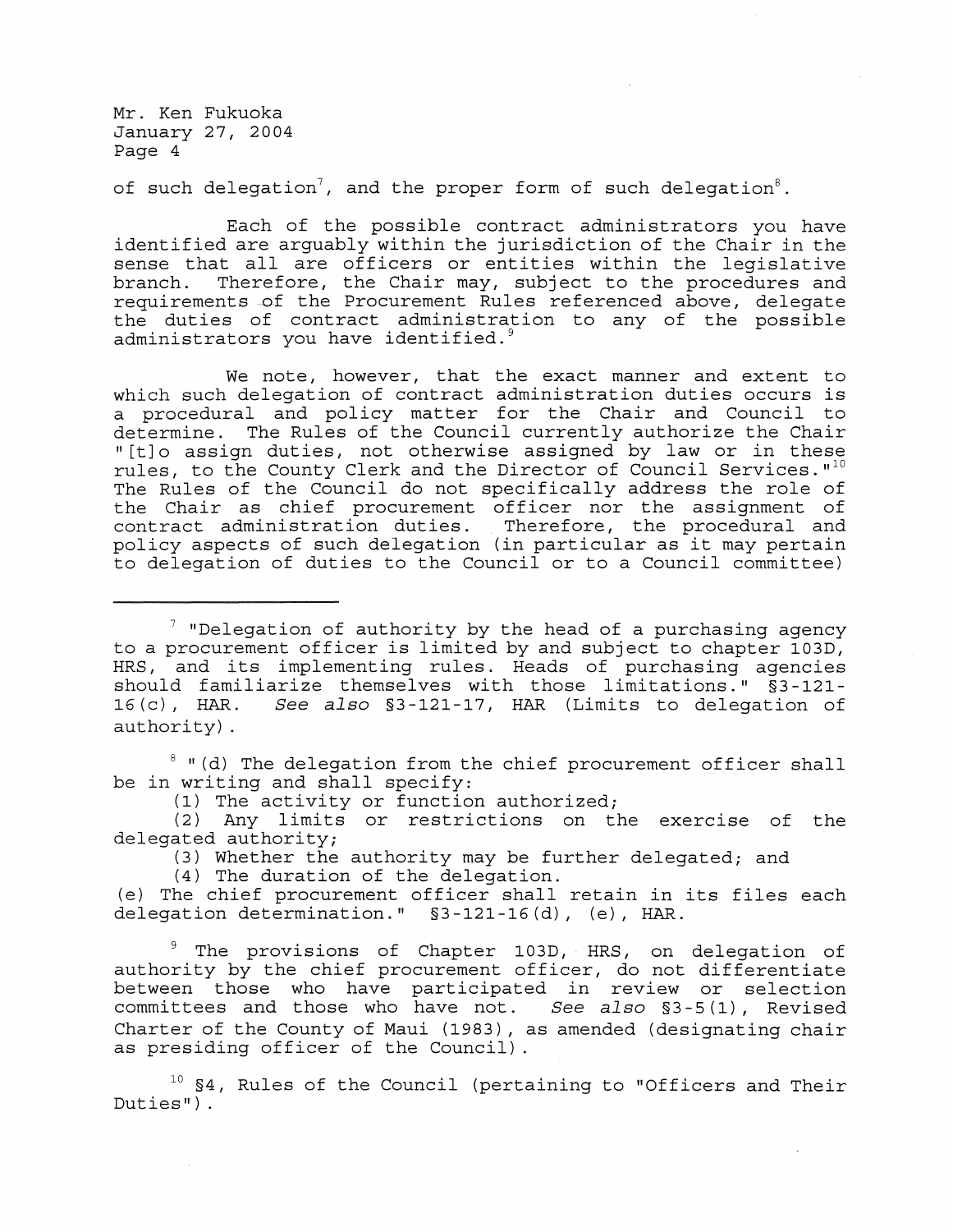of such delegation[7], and the proper form of such delegation[8].

Each of the possible contract administrators you have identified are arguably within the jurisdiction of the Chair in the sense that all are officers or entities within the legislative branch. Therefore, the Chair may, subject to the procedures and requirements of the Procurement Rules referenced above, delegate the duties of contract administration to any of the possible administrators you have identified.[9]

We note, however, that the exact manner and extent to which such delegation of contract administration duties occurs is a procedural and policy matter for the Chair and Council to determine. The Rules of the Council currently authorize the Chair "[t]o assign duties, not otherwise assigned by law or in these rules, to the County Clerk and the Director of Council Services."[10] The Rules of the Council do not specifically address the role of the Chair as chief procurement officer nor the assignment of contract administration duties. Therefore, the procedural and policy aspects of such delegation (in particular as it may pertain to delegation of duties to the Council or to a Council committee)

---

[7] "Delegation of authority by the head of a purchasing agency to a procurement officer is limited by and subject to chapter 103D, HRS, and its implementing rules. Heads of purchasing agencies should familiarize themselves with those limitations." §3-121-16(c), HAR. *See also* §3-121-17, HAR (Limits to delegation of authority).

[8] "(d) The delegation from the chief procurement officer shall be in writing and shall specify:

(1) The activity or function authorized;

(2) Any limits or restrictions on the exercise of the delegated authority;

(3) Whether the authority may be further delegated; and

(4) The duration of the delegation.

(e) The chief procurement officer shall retain in its files each delegation determination." §3-121-16(d), (e), HAR.

[9] The provisions of Chapter 103D, HRS, on delegation of authority by the chief procurement officer, do not differentiate between those who have participated in review or selection committees and those who have not. *See also* §3-5(1), Revised Charter of the County of Maui (1983), as amended (designating chair as presiding officer of the Council).

[10] §4, Rules of the Council (pertaining to "Officers and Their Duties").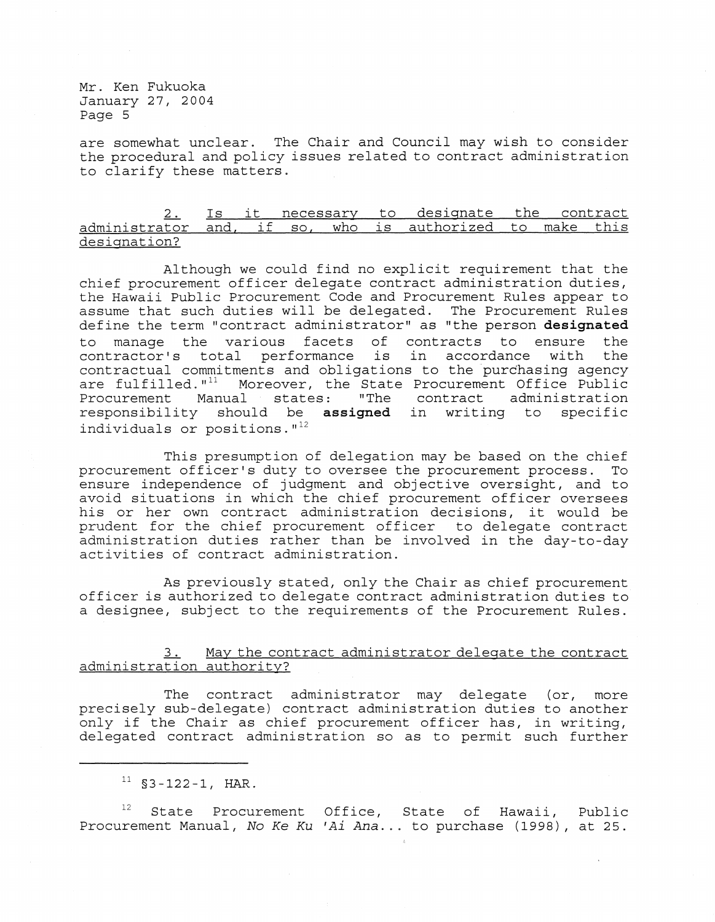are somewhat unclear. The Chair and Council may wish to consider the procedural and policy issues related to contract administration to clarify these matters.

2. Is it necessary to designate the contract administrator and, if so, who is authorized to make this designation?

Although we could find no explicit requirement that the chief procurement officer delegate contract administration duties, the Hawaii Public Procurement Code and Procurement Rules appear to assume that such duties will be delegated. The Procurement Rules define the term "contract administrator" as "the person **designated** to manage the various facets of contracts to ensure the contractor's total performance is in accordance with the contractual commitments and obligations to the purchasing agency are fulfilled."[11] Moreover, the State Procurement Office Public Procurement Manual states: "The contract administration responsibility should be **assigned** in writing to specific individuals or positions."[12]

This presumption of delegation may be based on the chief procurement officer's duty to oversee the procurement process. To ensure independence of judgment and objective oversight, and to avoid situations in which the chief procurement officer oversees his or her own contract administration decisions, it would be prudent for the chief procurement officer to delegate contract administration duties rather than be involved in the day-to-day activities of contract administration.

As previously stated, only the Chair as chief procurement officer is authorized to delegate contract administration duties to a designee, subject to the requirements of the Procurement Rules.

3. May the contract administrator delegate the contract administration authority?

The contract administrator may delegate (or, more precisely sub-delegate) contract administration duties to another only if the Chair as chief procurement officer has, in writing, delegated contract administration so as to permit such further

---

[11] §3-122-1, HAR.

[12] State Procurement Office, State of Hawaii, Public Procurement Manual, *No Ke Ku 'Ai Ana...* to purchase (1998), at 25.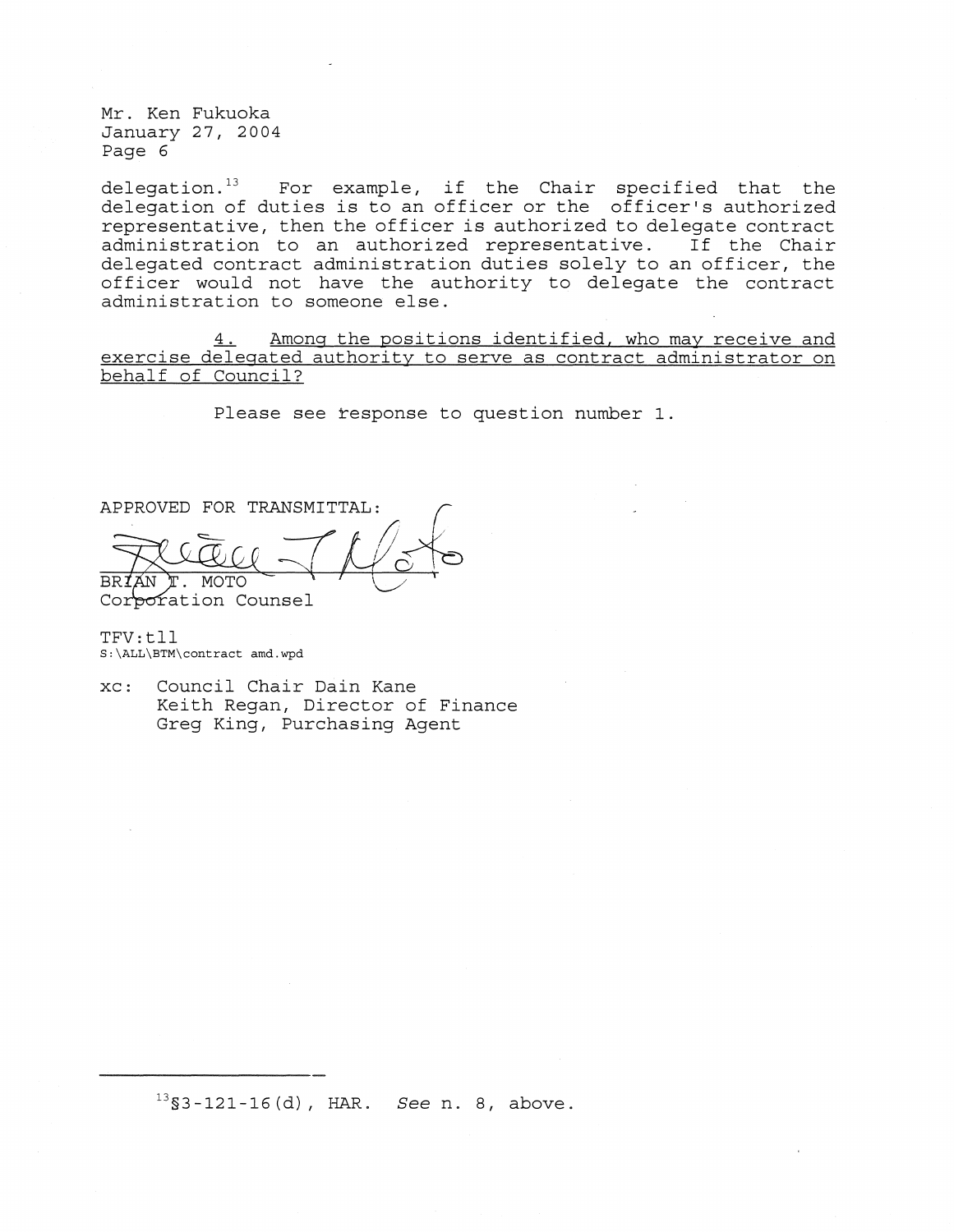delegation.[13] For example, if the Chair specified that the delegation of duties is to an officer or the officer's authorized representative, then the officer is authorized to delegate contract administration to an authorized representative. If the Chair delegated contract administration duties solely to an officer, the officer would not have the authority to delegate the contract administration to someone else.

4. Among the positions identified, who may receive and exercise delegated authority to serve as contract administrator on behalf of Council?

Please see response to question number 1.

APPROVED FOR TRANSMITTAL:

BRIAN T. MOTO
Corporation Counsel

TFV:tll
S:\ALL\BTM\contract amd.wpd

xc: Council Chair Dain Kane
Keith Regan, Director of Finance
Greg King, Purchasing Agent

---

[13] §3-121-16(d), HAR. *See* n. 8, above.